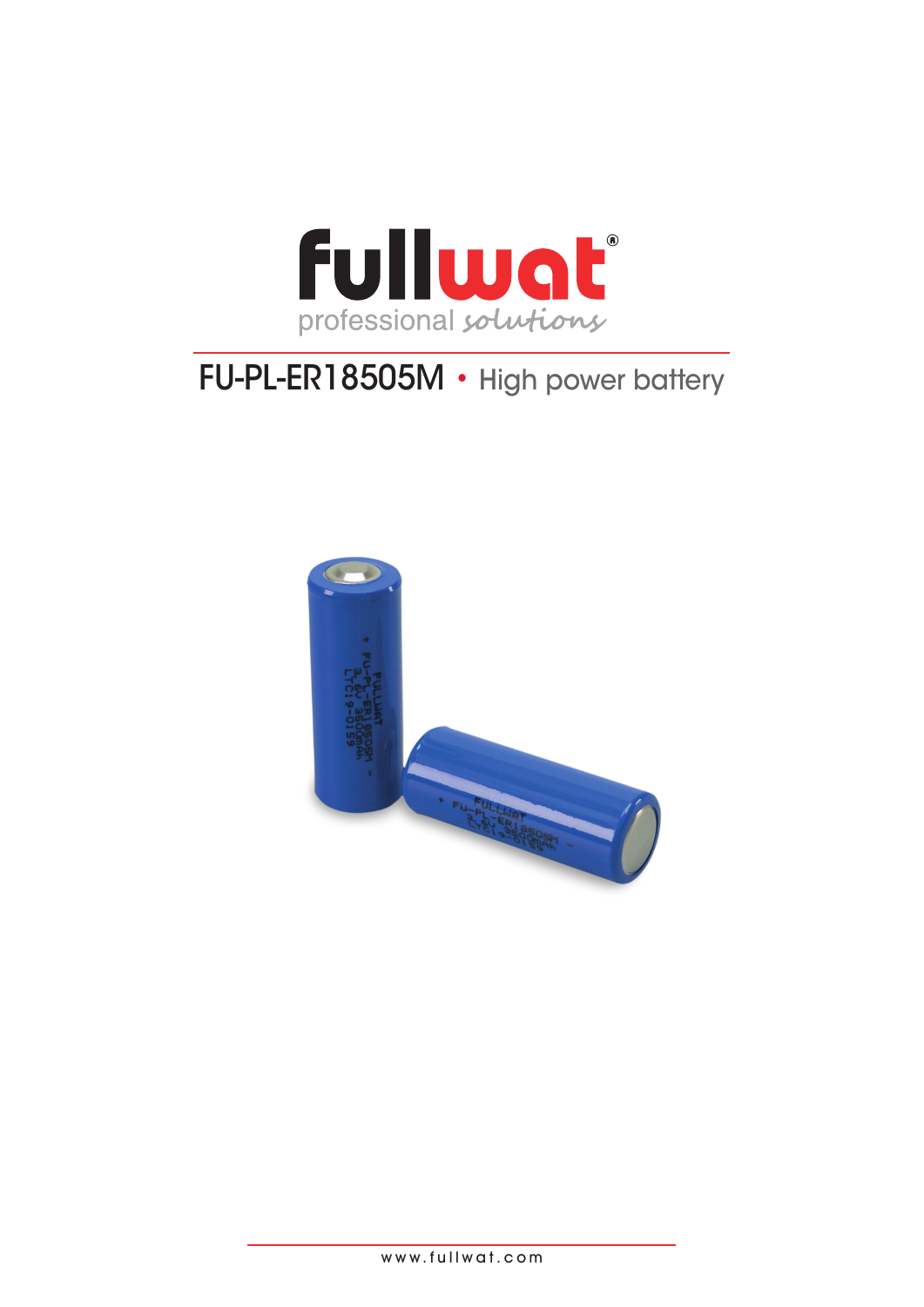fullwat®

professional solutions

# FU-PL-ER18505M • High power battery

www.fullwat.com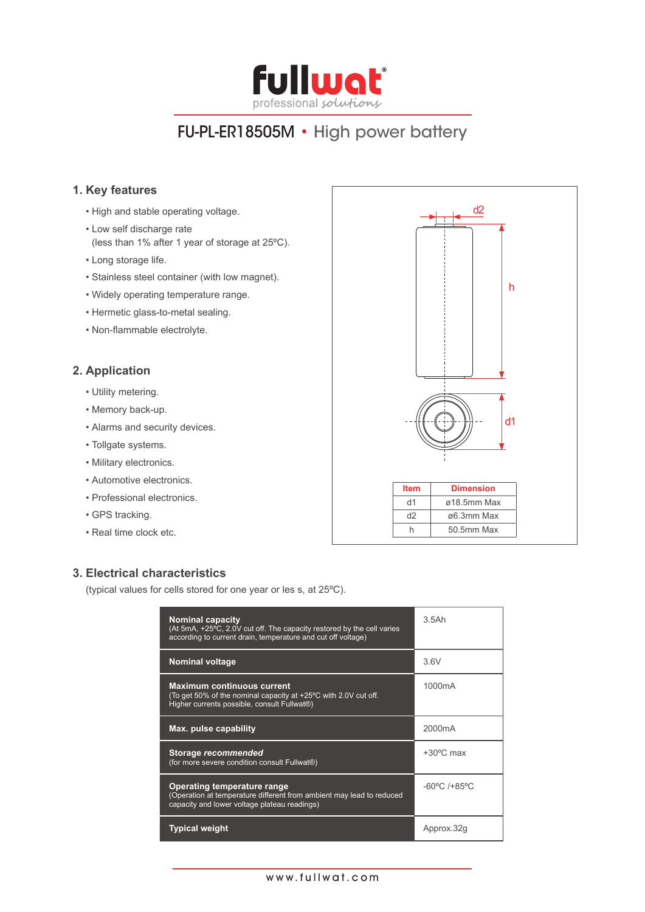fullwat® professional solutions

# FU-PL-ER18505M • High power battery

## 1. Key features

- High and stable operating voltage.
- Low self discharge rate
  (less than 1% after 1 year of storage at 25ºC).
- Long storage life.
- Stainless steel container (with low magnet).
- Widely operating temperature range.
- Hermetic glass-to-metal sealing.
- Non-flammable electrolyte.

## 2. Application

- Utility metering.
- Memory back-up.
- Alarms and security devices.
- Tollgate systems.
- Military electronics.
- Automotive electronics.
- Professional electronics.
- GPS tracking.
- Real time clock etc.

| Item | Dimension |
|---|---|
| d1 | ø18.5mm Max |
| d2 | ø6.3mm Max |
| h | 50.5mm Max |

## 3. Electrical characteristics

(typical values for cells stored for one year or les s, at 25ºC).

| | |
|---|---|
| **Nominal capacity**<br>(At 5mA, +25ºC, 2.0V cut off. The capacity restored by the cell varies according to current drain, temperature and cut off voltage) | 3.5Ah |
| **Nominal voltage** | 3.6V |
| **Maximum continuous current**<br>(To get 50% of the nominal capacity at +25ºC with 2.0V cut off. Higher currents possible, consult Fullwat®) | 1000mA |
| **Max. pulse capability** | 2000mA |
| **Storage *recommended***<br>(for more severe condition consult Fullwat®) | +30ºC max |
| **Operating temperature range**<br>(Operation at temperature different from ambient may lead to reduced capacity and lower voltage plateau readings) | -60ºC /+85ºC |
| **Typical weight** | Approx.32g |

www.fullwat.com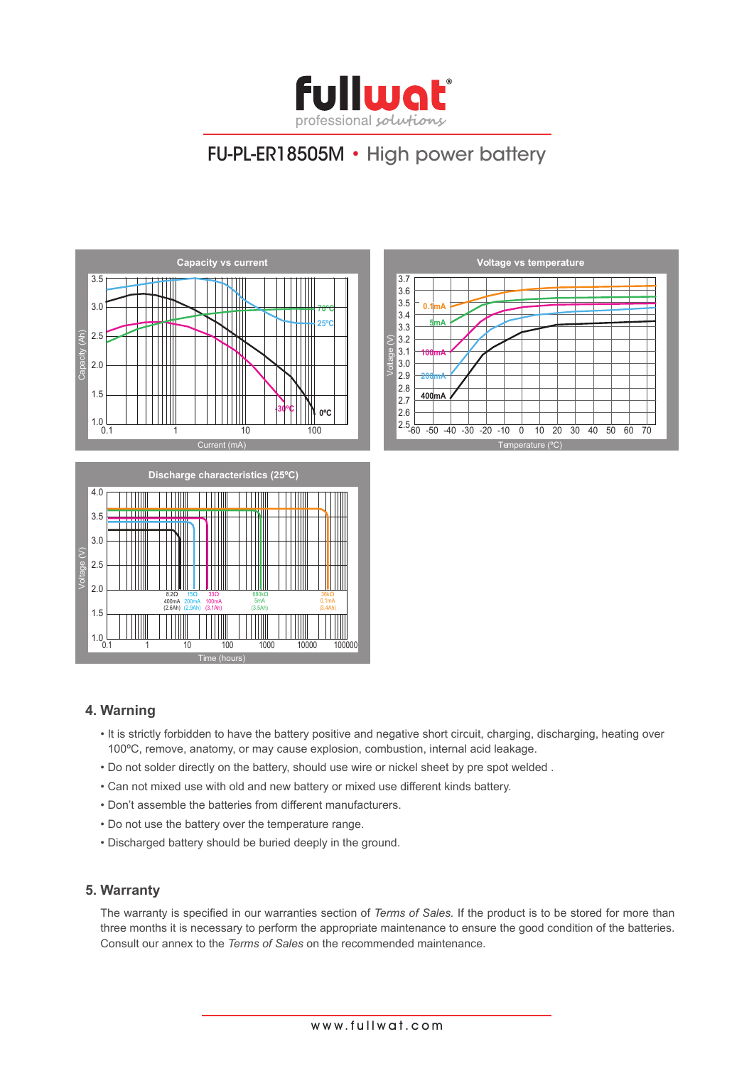# FU-PL-ER18505M • High power battery

Capacity vs current

Capacity (Ah)

3.5
3.0
2.5
2.0
1.5
1.0

0.1 1 10 100

Current (mA)

70ºC
25ºC
-30ºC
0ºC

Voltage vs temperature

Voltage (V)

3.7
3.6
3.5
3.4
3.3
3.2
3.1
3.0
2.9
2.8
2.7
2.6
2.5

-60 -50 -40 -30 -20 -10 0 10 20 30 40 50 60 70

Temperature (ºC)

0.1mA
5mA
100mA
200mA
400mA

Discharge characteristics (25ºC)

Voltage (V)

4.0
3.5
3.0
2.5
2.0
1.5
1.0

0.1 1 10 100 1000 10000 100000

Time (hours)

8.2Ω 400mA (2.6Ah)
15Ω 200mA (2.9Ah)
33Ω 100mA (3.1Ah)
680kΩ 5mA (3.5Ah)
36kΩ 0.1mA (3.4Ah)

## 4. Warning

- It is strictly forbidden to have the battery positive and negative short circuit, charging, discharging, heating over 100ºC, remove, anatomy, or may cause explosion, combustion, internal acid leakage.
- Do not solder directly on the battery, should use wire or nickel sheet by pre spot welded .
- Can not mixed use with old and new battery or mixed use different kinds battery.
- Don't assemble the batteries from different manufacturers.
- Do not use the battery over the temperature range.
- Discharged battery should be buried deeply in the ground.

## 5. Warranty

The warranty is specified in our warranties section of *Terms of Sales*. If the product is to be stored for more than three months it is necessary to perform the appropriate maintenance to ensure the good condition of the batteries. Consult our annex to the *Terms of Sales* on the recommended maintenance.